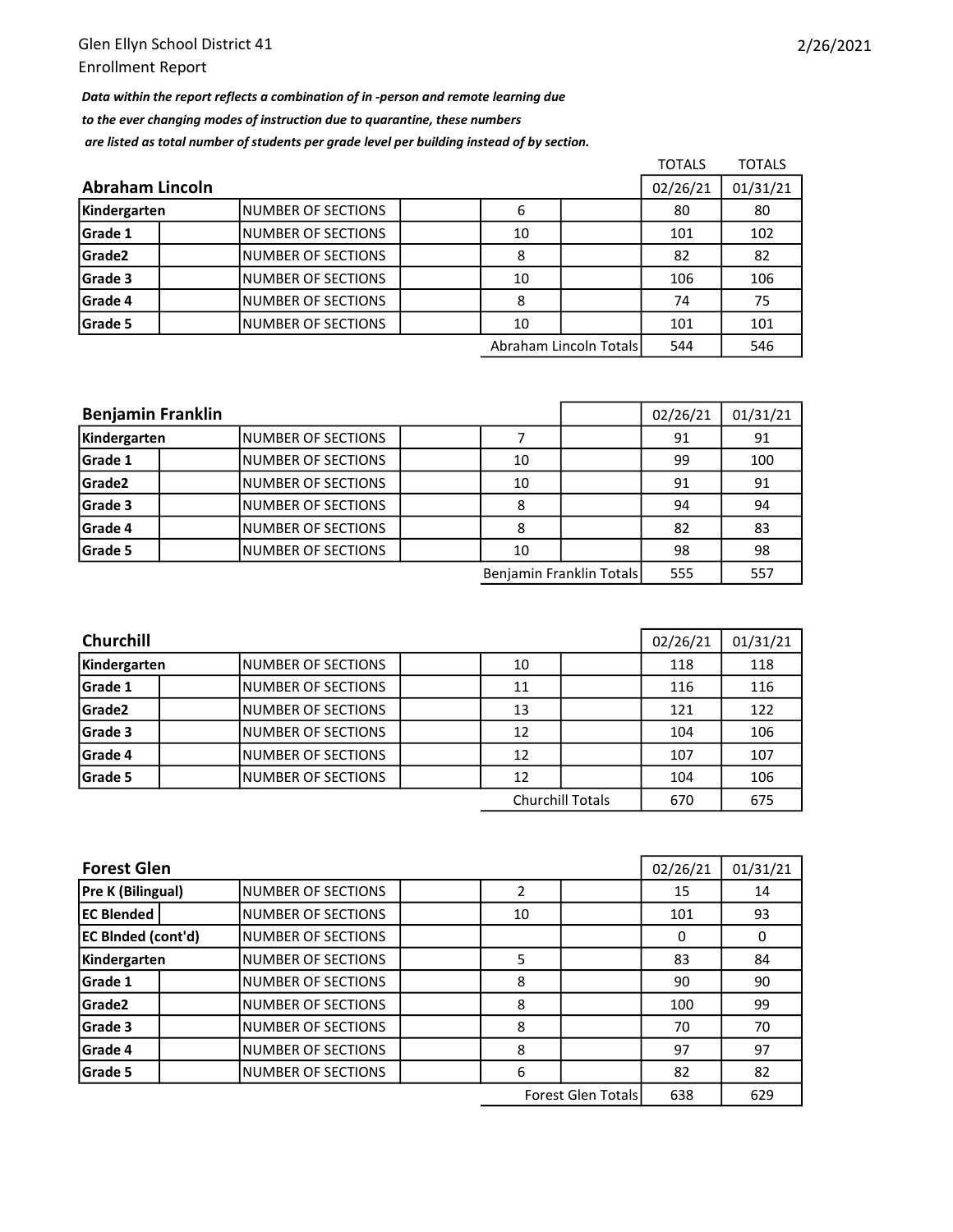Glen Ellyn School District 41
Enrollment Report

2/26/2021

***Data within the report reflects a combination of in -person and remote learning due to the ever changing modes of instruction due to quarantine, these numbers are listed as total number of students per grade level per building instead of by section.***

| **Abraham Lincoln** | | | TOTALS 02/26/21 | TOTALS 01/31/21 |
|---|---|---|---|---|
| **Kindergarten** | NUMBER OF SECTIONS | 6 | 80 | 80 |
| **Grade 1** | NUMBER OF SECTIONS | 10 | 101 | 102 |
| **Grade2** | NUMBER OF SECTIONS | 8 | 82 | 82 |
| **Grade 3** | NUMBER OF SECTIONS | 10 | 106 | 106 |
| **Grade 4** | NUMBER OF SECTIONS | 8 | 74 | 75 |
| **Grade 5** | NUMBER OF SECTIONS | 10 | 101 | 101 |
| | | Abraham Lincoln Totals | 544 | 546 |

| **Benjamin Franklin** | | | 02/26/21 | 01/31/21 |
|---|---|---|---|---|
| **Kindergarten** | NUMBER OF SECTIONS | 7 | 91 | 91 |
| **Grade 1** | NUMBER OF SECTIONS | 10 | 99 | 100 |
| **Grade2** | NUMBER OF SECTIONS | 10 | 91 | 91 |
| **Grade 3** | NUMBER OF SECTIONS | 8 | 94 | 94 |
| **Grade 4** | NUMBER OF SECTIONS | 8 | 82 | 83 |
| **Grade 5** | NUMBER OF SECTIONS | 10 | 98 | 98 |
| | | Benjamin Franklin Totals | 555 | 557 |

| **Churchill** | | | 02/26/21 | 01/31/21 |
|---|---|---|---|---|
| **Kindergarten** | NUMBER OF SECTIONS | 10 | 118 | 118 |
| **Grade 1** | NUMBER OF SECTIONS | 11 | 116 | 116 |
| **Grade2** | NUMBER OF SECTIONS | 13 | 121 | 122 |
| **Grade 3** | NUMBER OF SECTIONS | 12 | 104 | 106 |
| **Grade 4** | NUMBER OF SECTIONS | 12 | 107 | 107 |
| **Grade 5** | NUMBER OF SECTIONS | 12 | 104 | 106 |
| | | Churchill Totals | 670 | 675 |

| **Forest Glen** | | | 02/26/21 | 01/31/21 |
|---|---|---|---|---|
| **Pre K (Bilingual)** | NUMBER OF SECTIONS | 2 | 15 | 14 |
| **EC Blended** | NUMBER OF SECTIONS | 10 | 101 | 93 |
| **EC Blnded (cont'd)** | NUMBER OF SECTIONS | | 0 | 0 |
| **Kindergarten** | NUMBER OF SECTIONS | 5 | 83 | 84 |
| **Grade 1** | NUMBER OF SECTIONS | 8 | 90 | 90 |
| **Grade2** | NUMBER OF SECTIONS | 8 | 100 | 99 |
| **Grade 3** | NUMBER OF SECTIONS | 8 | 70 | 70 |
| **Grade 4** | NUMBER OF SECTIONS | 8 | 97 | 97 |
| **Grade 5** | NUMBER OF SECTIONS | 6 | 82 | 82 |
| | | Forest Glen Totals | 638 | 629 |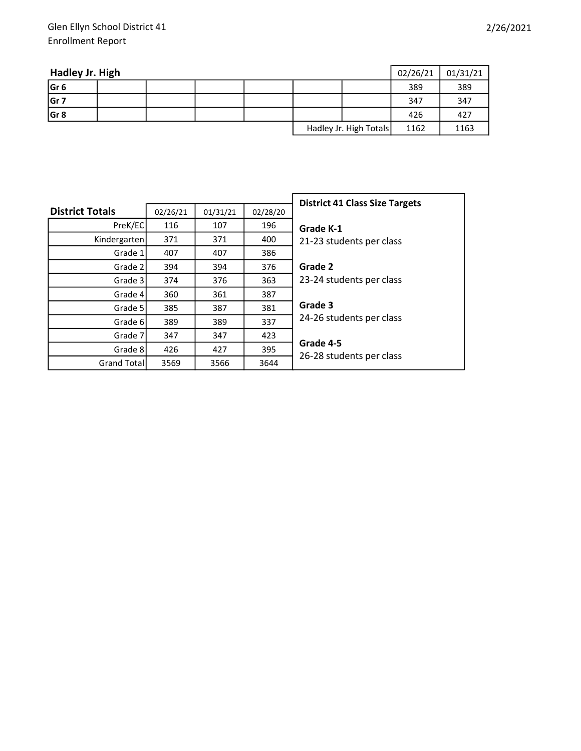Glen Ellyn School District 41
Enrollment Report

2/26/2021

## Hadley Jr. High

| | | | | | | | 02/26/21 | 01/31/21 |
|---|---|---|---|---|---|---|---|---|
| **Gr 6** | | | | | | | 389 | 389 |
| **Gr 7** | | | | | | | 347 | 347 |
| **Gr 8** | | | | | | | 426 | 427 |
| | | | | | | Hadley Jr. High Totals | 1162 | 1163 |

## District Totals

| | 02/26/21 | 01/31/21 | 02/28/20 |
|---|---|---|---|
| PreK/EC | 116 | 107 | 196 |
| Kindergarten | 371 | 371 | 400 |
| Grade 1 | 407 | 407 | 386 |
| Grade 2 | 394 | 394 | 376 |
| Grade 3 | 374 | 376 | 363 |
| Grade 4 | 360 | 361 | 387 |
| Grade 5 | 385 | 387 | 381 |
| Grade 6 | 389 | 389 | 337 |
| Grade 7 | 347 | 347 | 423 |
| Grade 8 | 426 | 427 | 395 |
| Grand Total | 3569 | 3566 | 3644 |

**District 41 Class Size Targets**

**Grade K-1**
21-23 students per class

**Grade 2**
23-24 students per class

**Grade 3**
24-26 students per class

**Grade 4-5**
26-28 students per class